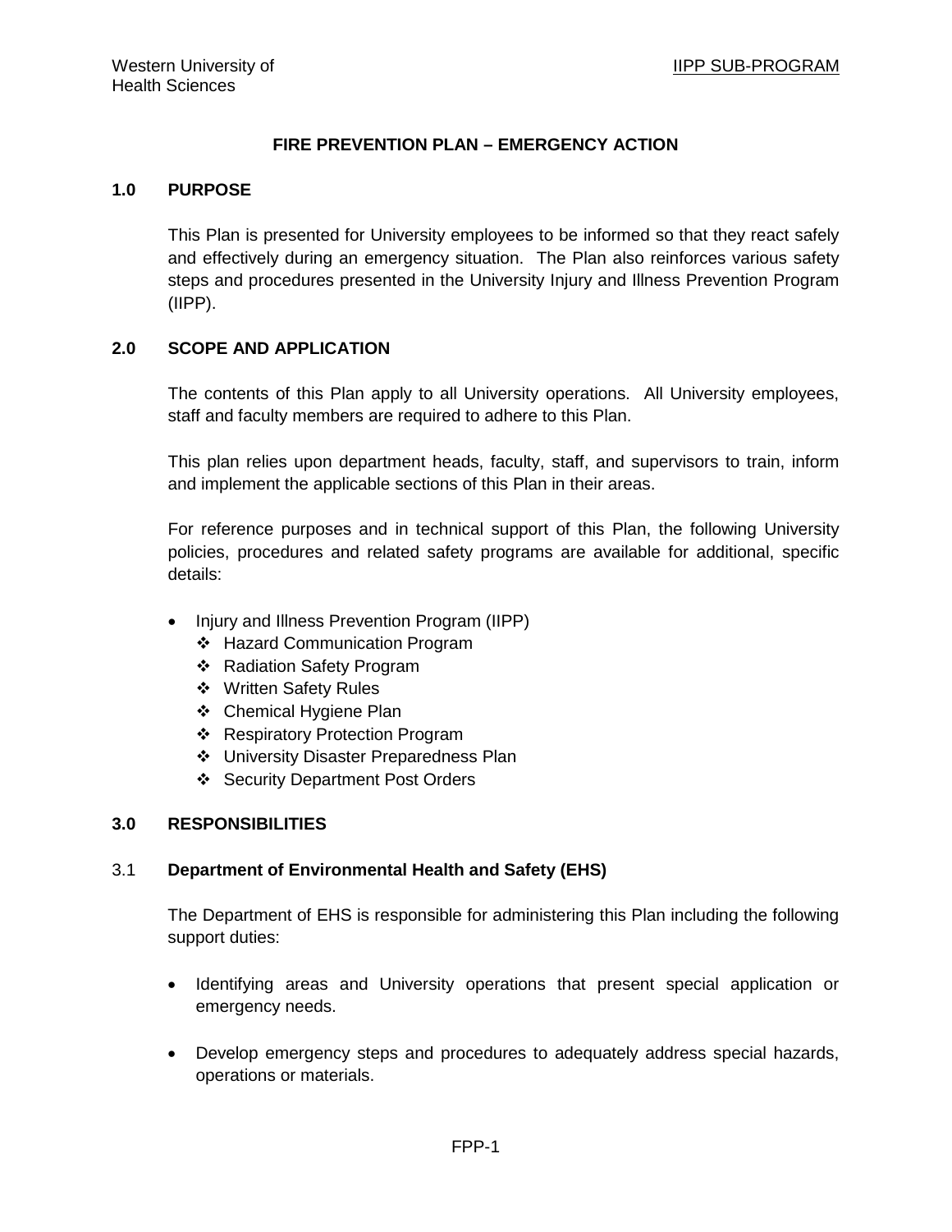# FIRE PREVENTION PLAN – EMERGENCY ACTION

## 1.0 PURPOSE

This Plan is presented for University employees to be informed so that they react safely and effectively during an emergency situation. The Plan also reinforces various safety steps and procedures presented in the University Injury and Illness Prevention Program (IIPP).

## 2.0 SCOPE AND APPLICATION

The contents of this Plan apply to all University operations. All University employees, staff and faculty members are required to adhere to this Plan.

This plan relies upon department heads, faculty, staff, and supervisors to train, inform and implement the applicable sections of this Plan in their areas.

For reference purposes and in technical support of this Plan, the following University policies, procedures and related safety programs are available for additional, specific details:

- Injury and Illness Prevention Program (IIPP)
  - Hazard Communication Program
  - Radiation Safety Program
  - Written Safety Rules
  - Chemical Hygiene Plan
  - Respiratory Protection Program
  - University Disaster Preparedness Plan
  - Security Department Post Orders

## 3.0 RESPONSIBILITIES

### 3.1 Department of Environmental Health and Safety (EHS)

The Department of EHS is responsible for administering this Plan including the following support duties:

- Identifying areas and University operations that present special application or emergency needs.
- Develop emergency steps and procedures to adequately address special hazards, operations or materials.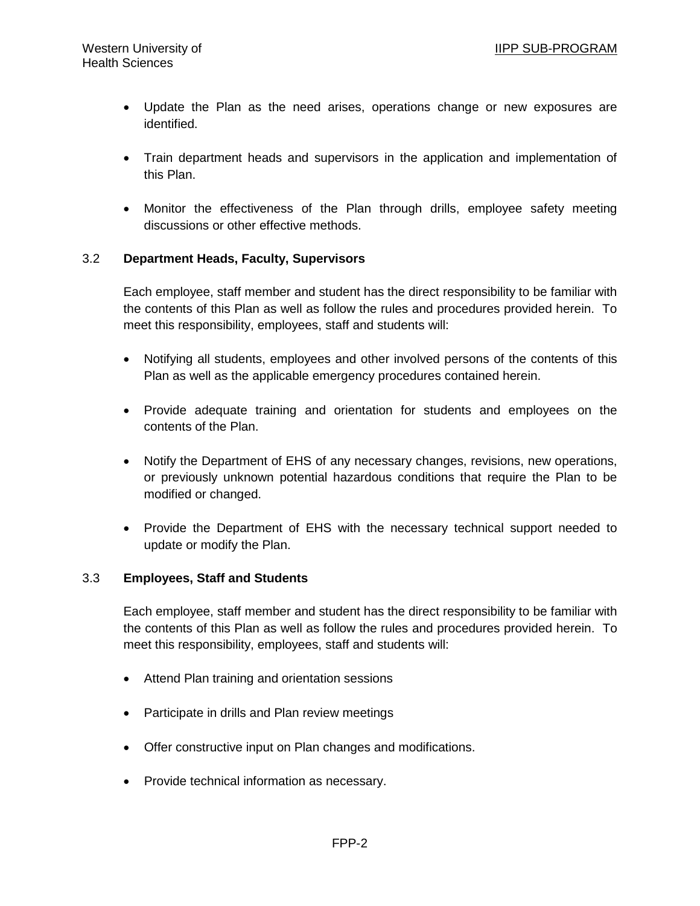- Update the Plan as the need arises, operations change or new exposures are identified.

- Train department heads and supervisors in the application and implementation of this Plan.

- Monitor the effectiveness of the Plan through drills, employee safety meeting discussions or other effective methods.

### 3.2 Department Heads, Faculty, Supervisors

Each employee, staff member and student has the direct responsibility to be familiar with the contents of this Plan as well as follow the rules and procedures provided herein. To meet this responsibility, employees, staff and students will:

- Notifying all students, employees and other involved persons of the contents of this Plan as well as the applicable emergency procedures contained herein.

- Provide adequate training and orientation for students and employees on the contents of the Plan.

- Notify the Department of EHS of any necessary changes, revisions, new operations, or previously unknown potential hazardous conditions that require the Plan to be modified or changed.

- Provide the Department of EHS with the necessary technical support needed to update or modify the Plan.

### 3.3 Employees, Staff and Students

Each employee, staff member and student has the direct responsibility to be familiar with the contents of this Plan as well as follow the rules and procedures provided herein. To meet this responsibility, employees, staff and students will:

- Attend Plan training and orientation sessions

- Participate in drills and Plan review meetings

- Offer constructive input on Plan changes and modifications.

- Provide technical information as necessary.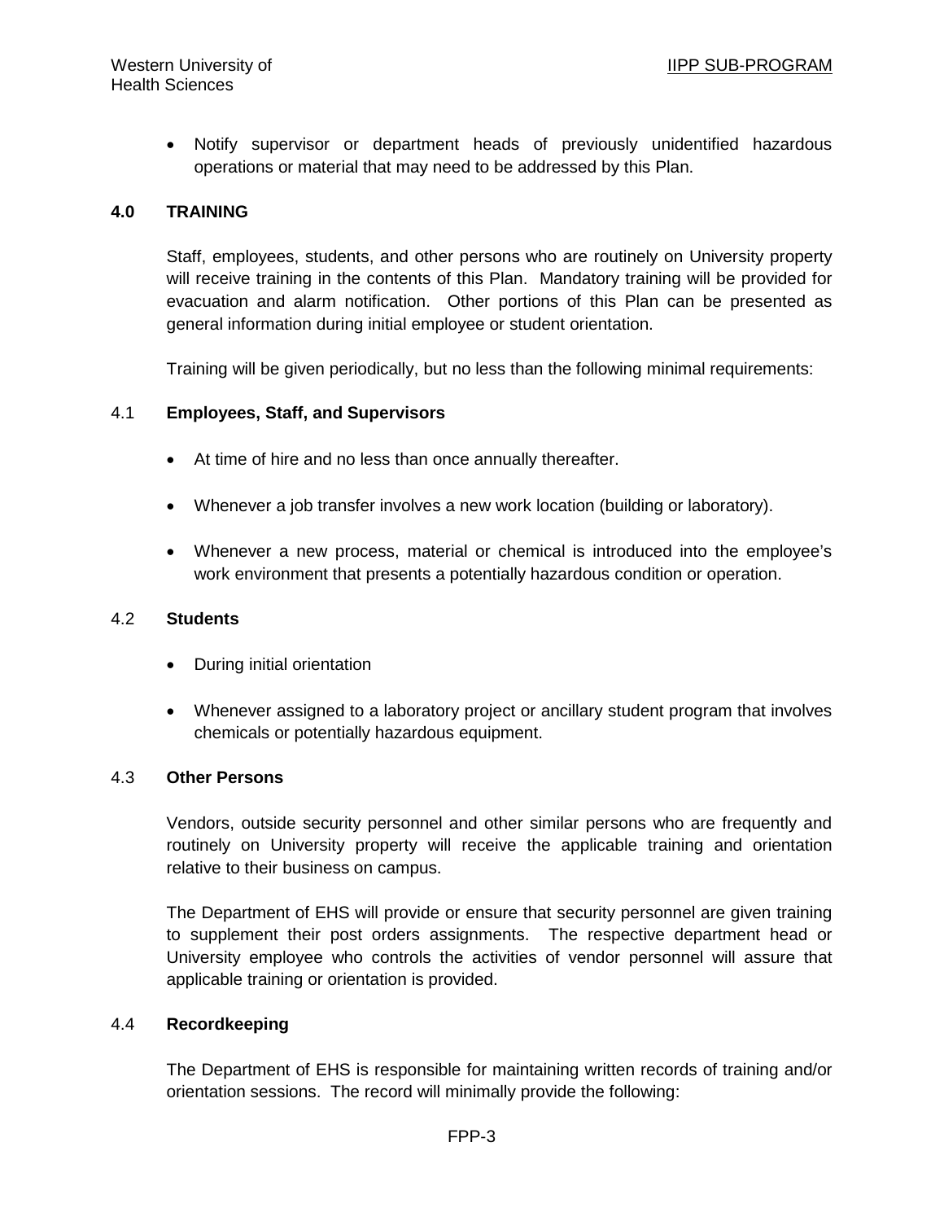- Notify supervisor or department heads of previously unidentified hazardous operations or material that may need to be addressed by this Plan.

## 4.0 TRAINING

Staff, employees, students, and other persons who are routinely on University property will receive training in the contents of this Plan. Mandatory training will be provided for evacuation and alarm notification. Other portions of this Plan can be presented as general information during initial employee or student orientation.

Training will be given periodically, but no less than the following minimal requirements:

### 4.1 Employees, Staff, and Supervisors

- At time of hire and no less than once annually thereafter.
- Whenever a job transfer involves a new work location (building or laboratory).
- Whenever a new process, material or chemical is introduced into the employee's work environment that presents a potentially hazardous condition or operation.

### 4.2 Students

- During initial orientation
- Whenever assigned to a laboratory project or ancillary student program that involves chemicals or potentially hazardous equipment.

### 4.3 Other Persons

Vendors, outside security personnel and other similar persons who are frequently and routinely on University property will receive the applicable training and orientation relative to their business on campus.

The Department of EHS will provide or ensure that security personnel are given training to supplement their post orders assignments. The respective department head or University employee who controls the activities of vendor personnel will assure that applicable training or orientation is provided.

### 4.4 Recordkeeping

The Department of EHS is responsible for maintaining written records of training and/or orientation sessions. The record will minimally provide the following: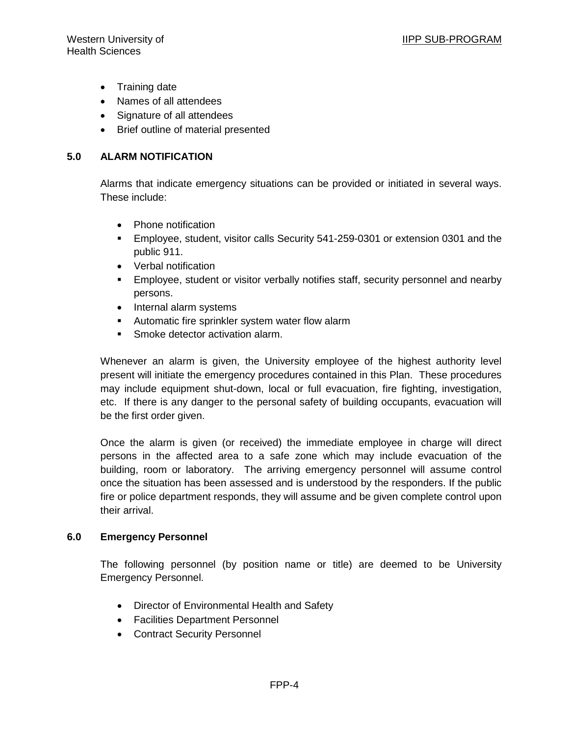- Training date
- Names of all attendees
- Signature of all attendees
- Brief outline of material presented

## 5.0 ALARM NOTIFICATION

Alarms that indicate emergency situations can be provided or initiated in several ways. These include:

- Phone notification
  - Employee, student, visitor calls Security 541-259-0301 or extension 0301 and the public 911.
- Verbal notification
  - Employee, student or visitor verbally notifies staff, security personnel and nearby persons.
- Internal alarm systems
  - Automatic fire sprinkler system water flow alarm
  - Smoke detector activation alarm.

Whenever an alarm is given, the University employee of the highest authority level present will initiate the emergency procedures contained in this Plan. These procedures may include equipment shut-down, local or full evacuation, fire fighting, investigation, etc. If there is any danger to the personal safety of building occupants, evacuation will be the first order given.

Once the alarm is given (or received) the immediate employee in charge will direct persons in the affected area to a safe zone which may include evacuation of the building, room or laboratory. The arriving emergency personnel will assume control once the situation has been assessed and is understood by the responders. If the public fire or police department responds, they will assume and be given complete control upon their arrival.

## 6.0 Emergency Personnel

The following personnel (by position name or title) are deemed to be University Emergency Personnel.

- Director of Environmental Health and Safety
- Facilities Department Personnel
- Contract Security Personnel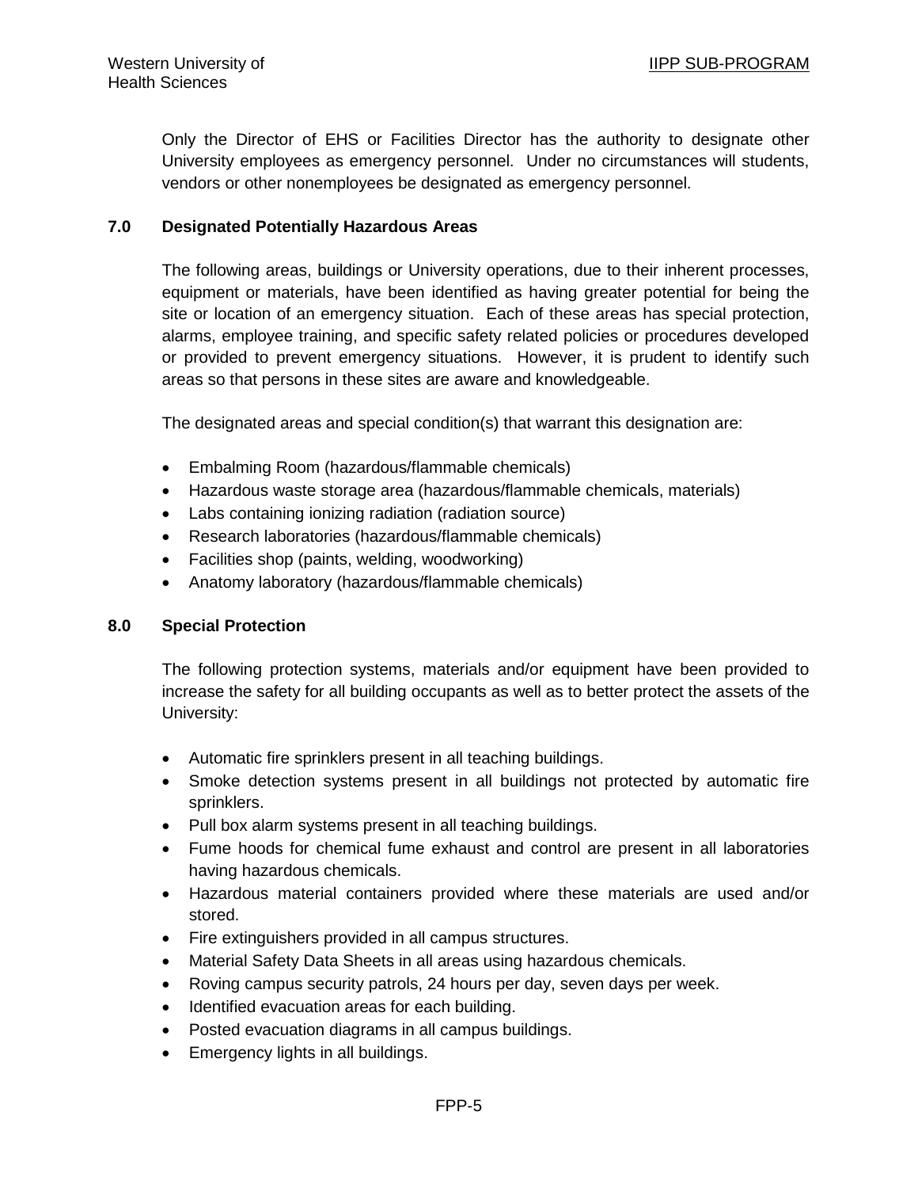Only the Director of EHS or Facilities Director has the authority to designate other University employees as emergency personnel. Under no circumstances will students, vendors or other nonemployees be designated as emergency personnel.

## 7.0 Designated Potentially Hazardous Areas

The following areas, buildings or University operations, due to their inherent processes, equipment or materials, have been identified as having greater potential for being the site or location of an emergency situation. Each of these areas has special protection, alarms, employee training, and specific safety related policies or procedures developed or provided to prevent emergency situations. However, it is prudent to identify such areas so that persons in these sites are aware and knowledgeable.

The designated areas and special condition(s) that warrant this designation are:

- Embalming Room (hazardous/flammable chemicals)
- Hazardous waste storage area (hazardous/flammable chemicals, materials)
- Labs containing ionizing radiation (radiation source)
- Research laboratories (hazardous/flammable chemicals)
- Facilities shop (paints, welding, woodworking)
- Anatomy laboratory (hazardous/flammable chemicals)

## 8.0 Special Protection

The following protection systems, materials and/or equipment have been provided to increase the safety for all building occupants as well as to better protect the assets of the University:

- Automatic fire sprinklers present in all teaching buildings.
- Smoke detection systems present in all buildings not protected by automatic fire sprinklers.
- Pull box alarm systems present in all teaching buildings.
- Fume hoods for chemical fume exhaust and control are present in all laboratories having hazardous chemicals.
- Hazardous material containers provided where these materials are used and/or stored.
- Fire extinguishers provided in all campus structures.
- Material Safety Data Sheets in all areas using hazardous chemicals.
- Roving campus security patrols, 24 hours per day, seven days per week.
- Identified evacuation areas for each building.
- Posted evacuation diagrams in all campus buildings.
- Emergency lights in all buildings.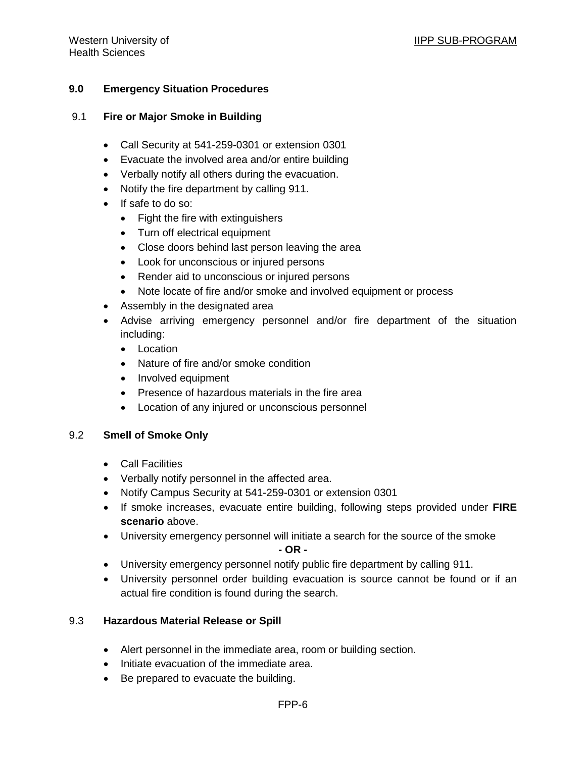## 9.0 Emergency Situation Procedures

### 9.1 Fire or Major Smoke in Building

- Call Security at 541-259-0301 or extension 0301
- Evacuate the involved area and/or entire building
- Verbally notify all others during the evacuation.
- Notify the fire department by calling 911.
- If safe to do so:
  - Fight the fire with extinguishers
  - Turn off electrical equipment
  - Close doors behind last person leaving the area
  - Look for unconscious or injured persons
  - Render aid to unconscious or injured persons
  - Note locate of fire and/or smoke and involved equipment or process
- Assembly in the designated area
- Advise arriving emergency personnel and/or fire department of the situation including:
  - Location
  - Nature of fire and/or smoke condition
  - Involved equipment
  - Presence of hazardous materials in the fire area
  - Location of any injured or unconscious personnel

### 9.2 Smell of Smoke Only

- Call Facilities
- Verbally notify personnel in the affected area.
- Notify Campus Security at 541-259-0301 or extension 0301
- If smoke increases, evacuate entire building, following steps provided under **FIRE scenario** above.
- University emergency personnel will initiate a search for the source of the smoke

**- OR -**

- University emergency personnel notify public fire department by calling 911.
- University personnel order building evacuation is source cannot be found or if an actual fire condition is found during the search.

### 9.3 Hazardous Material Release or Spill

- Alert personnel in the immediate area, room or building section.
- Initiate evacuation of the immediate area.
- Be prepared to evacuate the building.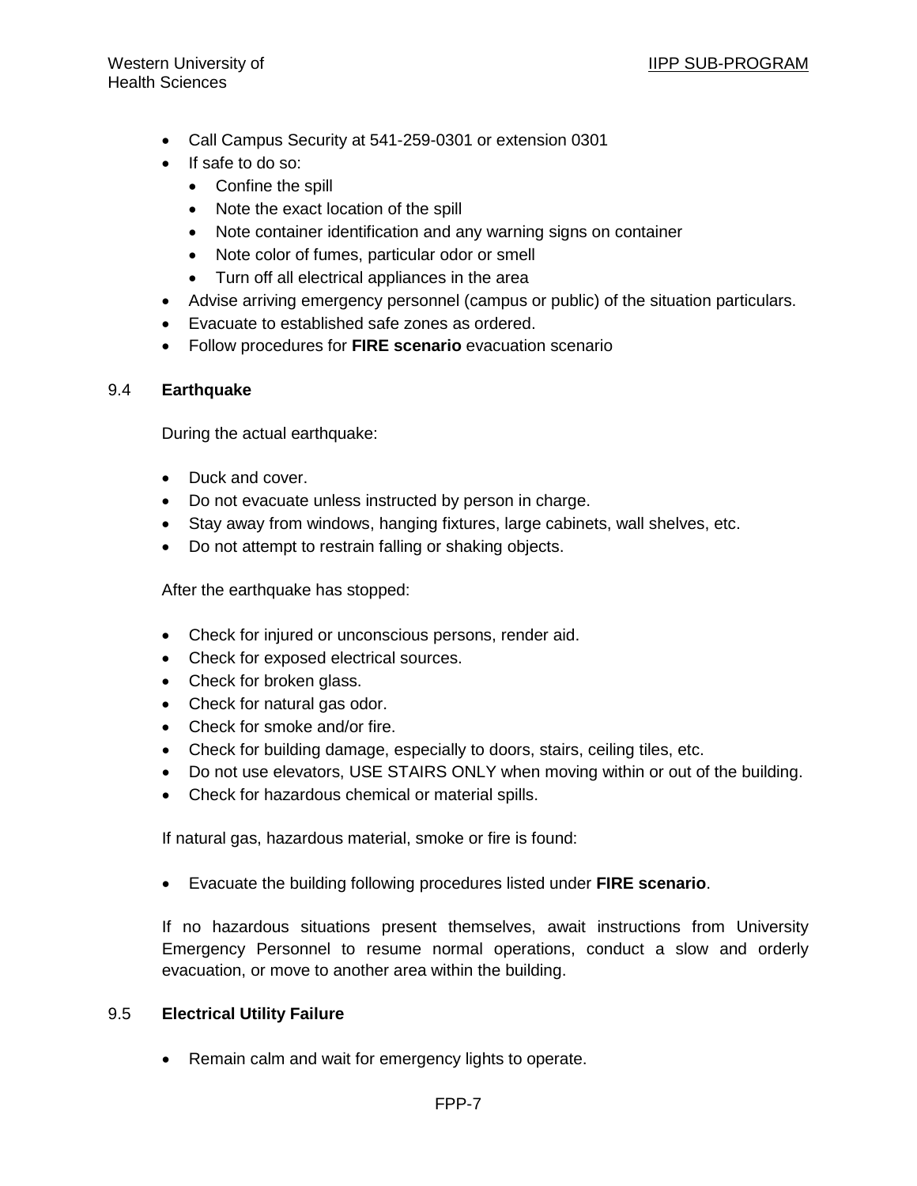- Call Campus Security at 541-259-0301 or extension 0301
- If safe to do so:
  - Confine the spill
  - Note the exact location of the spill
  - Note container identification and any warning signs on container
  - Note color of fumes, particular odor or smell
  - Turn off all electrical appliances in the area
- Advise arriving emergency personnel (campus or public) of the situation particulars.
- Evacuate to established safe zones as ordered.
- Follow procedures for **FIRE scenario** evacuation scenario

## 9.4 Earthquake

During the actual earthquake:

- Duck and cover.
- Do not evacuate unless instructed by person in charge.
- Stay away from windows, hanging fixtures, large cabinets, wall shelves, etc.
- Do not attempt to restrain falling or shaking objects.

After the earthquake has stopped:

- Check for injured or unconscious persons, render aid.
- Check for exposed electrical sources.
- Check for broken glass.
- Check for natural gas odor.
- Check for smoke and/or fire.
- Check for building damage, especially to doors, stairs, ceiling tiles, etc.
- Do not use elevators, USE STAIRS ONLY when moving within or out of the building.
- Check for hazardous chemical or material spills.

If natural gas, hazardous material, smoke or fire is found:

- Evacuate the building following procedures listed under **FIRE scenario**.

If no hazardous situations present themselves, await instructions from University Emergency Personnel to resume normal operations, conduct a slow and orderly evacuation, or move to another area within the building.

## 9.5 Electrical Utility Failure

- Remain calm and wait for emergency lights to operate.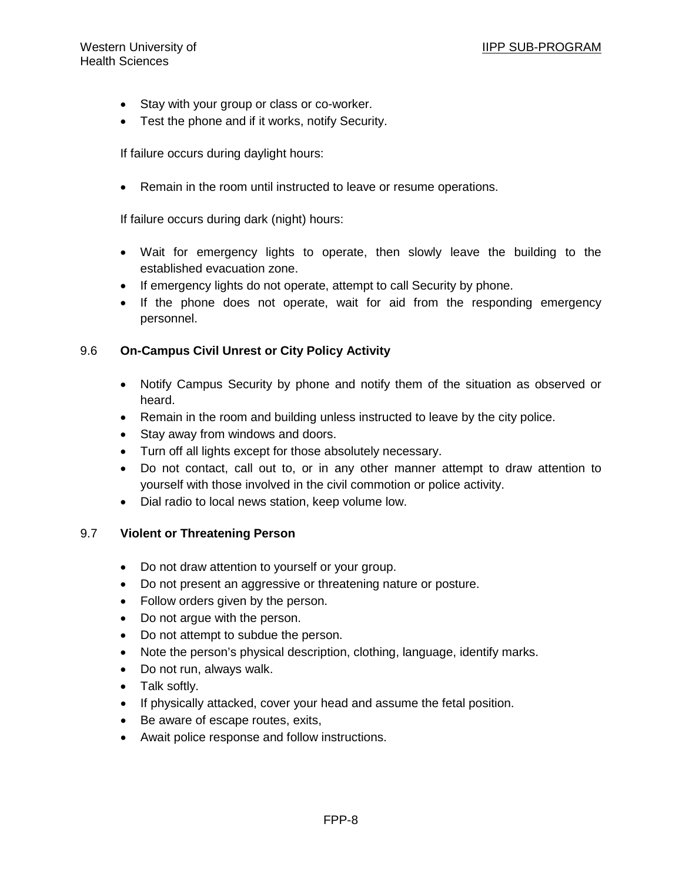- Stay with your group or class or co-worker.
- Test the phone and if it works, notify Security.

If failure occurs during daylight hours:

- Remain in the room until instructed to leave or resume operations.

If failure occurs during dark (night) hours:

- Wait for emergency lights to operate, then slowly leave the building to the established evacuation zone.
- If emergency lights do not operate, attempt to call Security by phone.
- If the phone does not operate, wait for aid from the responding emergency personnel.

### 9.6 On-Campus Civil Unrest or City Policy Activity

- Notify Campus Security by phone and notify them of the situation as observed or heard.
- Remain in the room and building unless instructed to leave by the city police.
- Stay away from windows and doors.
- Turn off all lights except for those absolutely necessary.
- Do not contact, call out to, or in any other manner attempt to draw attention to yourself with those involved in the civil commotion or police activity.
- Dial radio to local news station, keep volume low.

### 9.7 Violent or Threatening Person

- Do not draw attention to yourself or your group.
- Do not present an aggressive or threatening nature or posture.
- Follow orders given by the person.
- Do not argue with the person.
- Do not attempt to subdue the person.
- Note the person's physical description, clothing, language, identify marks.
- Do not run, always walk.
- Talk softly.
- If physically attacked, cover your head and assume the fetal position.
- Be aware of escape routes, exits,
- Await police response and follow instructions.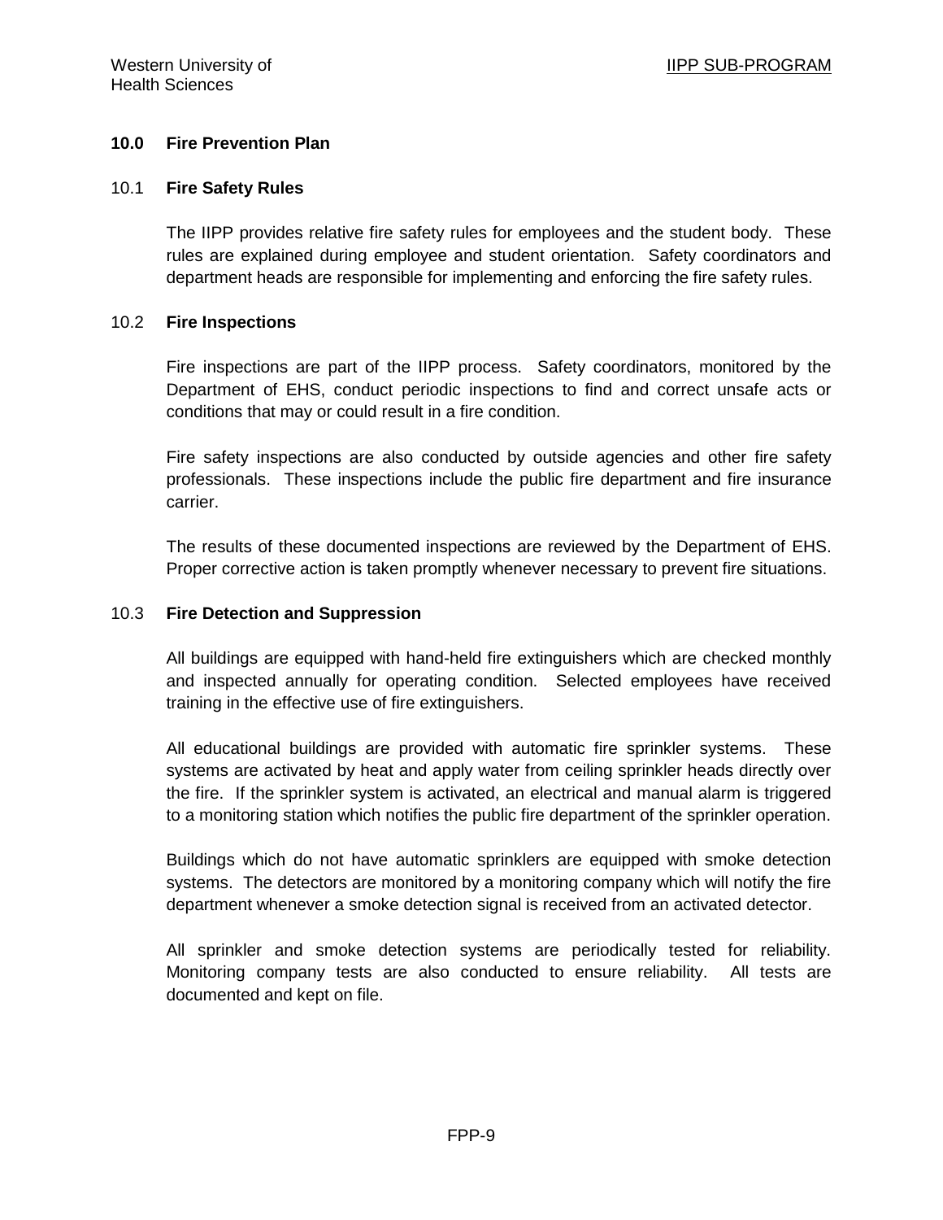## 10.0 Fire Prevention Plan

### 10.1 Fire Safety Rules

The IIPP provides relative fire safety rules for employees and the student body. These rules are explained during employee and student orientation. Safety coordinators and department heads are responsible for implementing and enforcing the fire safety rules.

### 10.2 Fire Inspections

Fire inspections are part of the IIPP process. Safety coordinators, monitored by the Department of EHS, conduct periodic inspections to find and correct unsafe acts or conditions that may or could result in a fire condition.

Fire safety inspections are also conducted by outside agencies and other fire safety professionals. These inspections include the public fire department and fire insurance carrier.

The results of these documented inspections are reviewed by the Department of EHS. Proper corrective action is taken promptly whenever necessary to prevent fire situations.

### 10.3 Fire Detection and Suppression

All buildings are equipped with hand-held fire extinguishers which are checked monthly and inspected annually for operating condition. Selected employees have received training in the effective use of fire extinguishers.

All educational buildings are provided with automatic fire sprinkler systems. These systems are activated by heat and apply water from ceiling sprinkler heads directly over the fire. If the sprinkler system is activated, an electrical and manual alarm is triggered to a monitoring station which notifies the public fire department of the sprinkler operation.

Buildings which do not have automatic sprinklers are equipped with smoke detection systems. The detectors are monitored by a monitoring company which will notify the fire department whenever a smoke detection signal is received from an activated detector.

All sprinkler and smoke detection systems are periodically tested for reliability. Monitoring company tests are also conducted to ensure reliability. All tests are documented and kept on file.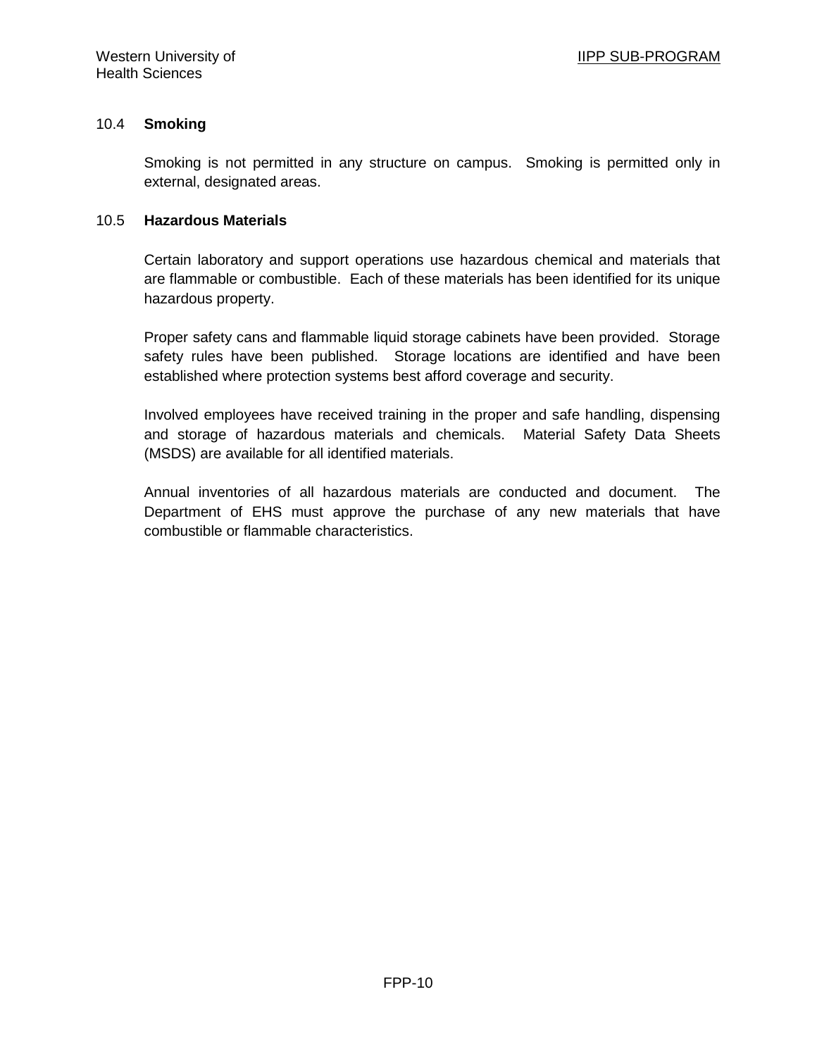### 10.4 **Smoking**

Smoking is not permitted in any structure on campus. Smoking is permitted only in external, designated areas.

### 10.5 **Hazardous Materials**

Certain laboratory and support operations use hazardous chemical and materials that are flammable or combustible. Each of these materials has been identified for its unique hazardous property.

Proper safety cans and flammable liquid storage cabinets have been provided. Storage safety rules have been published. Storage locations are identified and have been established where protection systems best afford coverage and security.

Involved employees have received training in the proper and safe handling, dispensing and storage of hazardous materials and chemicals. Material Safety Data Sheets (MSDS) are available for all identified materials.

Annual inventories of all hazardous materials are conducted and document. The Department of EHS must approve the purchase of any new materials that have combustible or flammable characteristics.